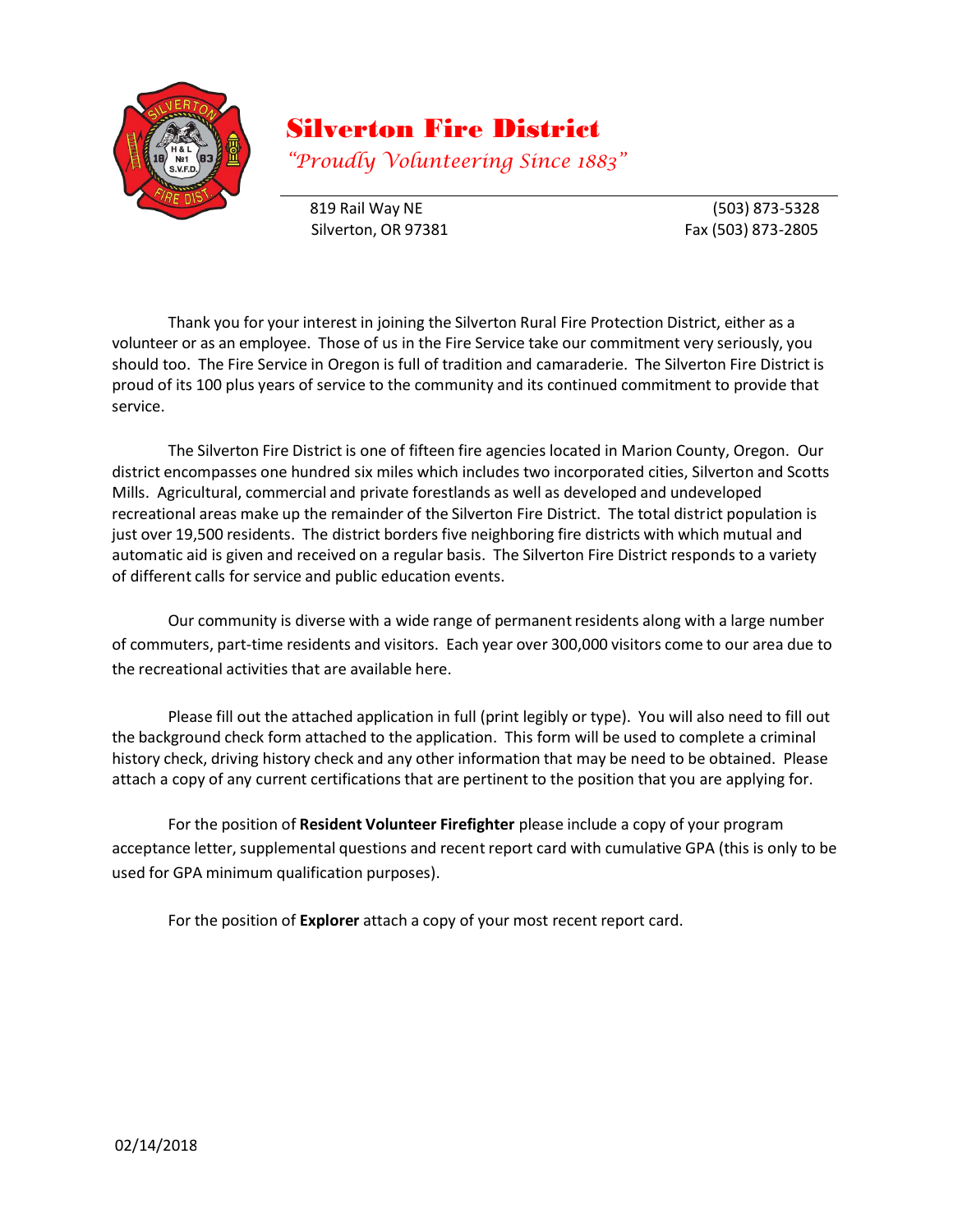# Silverton Fire District

*"Proudly Volunteering Since 1883"*

819 Rail Way NE
Silverton, OR 97381

(503) 873-5328
Fax (503) 873-2805

Thank you for your interest in joining the Silverton Rural Fire Protection District, either as a volunteer or as an employee. Those of us in the Fire Service take our commitment very seriously, you should too. The Fire Service in Oregon is full of tradition and camaraderie. The Silverton Fire District is proud of its 100 plus years of service to the community and its continued commitment to provide that service.

The Silverton Fire District is one of fifteen fire agencies located in Marion County, Oregon. Our district encompasses one hundred six miles which includes two incorporated cities, Silverton and Scotts Mills. Agricultural, commercial and private forestlands as well as developed and undeveloped recreational areas make up the remainder of the Silverton Fire District. The total district population is just over 19,500 residents. The district borders five neighboring fire districts with which mutual and automatic aid is given and received on a regular basis. The Silverton Fire District responds to a variety of different calls for service and public education events.

Our community is diverse with a wide range of permanent residents along with a large number of commuters, part-time residents and visitors. Each year over 300,000 visitors come to our area due to the recreational activities that are available here.

Please fill out the attached application in full (print legibly or type). You will also need to fill out the background check form attached to the application. This form will be used to complete a criminal history check, driving history check and any other information that may be need to be obtained. Please attach a copy of any current certifications that are pertinent to the position that you are applying for.

For the position of **Resident Volunteer Firefighter** please include a copy of your program acceptance letter, supplemental questions and recent report card with cumulative GPA (this is only to be used for GPA minimum qualification purposes).

For the position of **Explorer** attach a copy of your most recent report card.

02/14/2018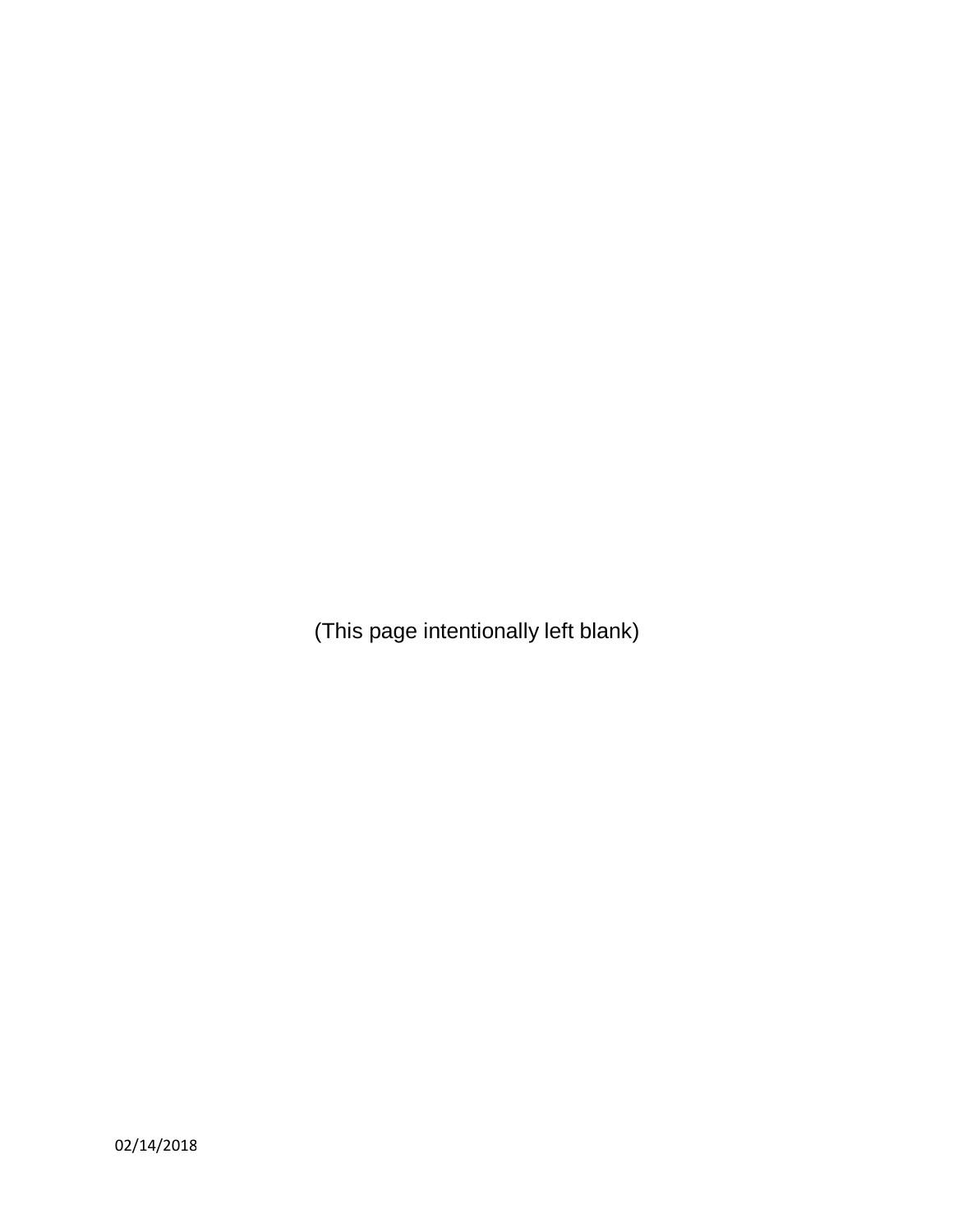(This page intentionally left blank)

02/14/2018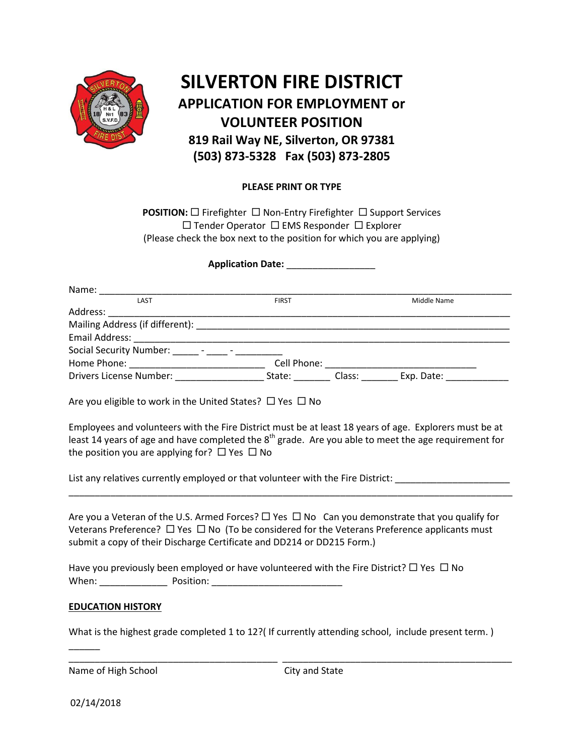# SILVERTON FIRE DISTRICT

## APPLICATION FOR EMPLOYMENT or VOLUNTEER POSITION

### 819 Rail Way NE, Silverton, OR 97381
### (503) 873-5328 Fax (503) 873-2805

**PLEASE PRINT OR TYPE**

**POSITION:** ☐ Firefighter ☐ Non-Entry Firefighter ☐ Support Services ☐ Tender Operator ☐ EMS Responder ☐ Explorer
(Please check the box next to the position for which you are applying)

**Application Date:** _________________

Name: ______________________________________________________________________________
LAST FIRST Middle Name

Address: ____________________________________________________________________________

Mailing Address (if different): _______________________________________________________

Email Address: _______________________________________________________________________

Social Security Number: _____ - ____ - _________

Home Phone: __________________________ Cell Phone: _____________________________

Drivers License Number: _________________ State: _______ Class: _______ Exp. Date: ____________

Are you eligible to work in the United States? ☐ Yes ☐ No

Employees and volunteers with the Fire District must be at least 18 years of age. Explorers must be at least 14 years of age and have completed the 8th grade. Are you able to meet the age requirement for the position you are applying for? ☐ Yes ☐ No

List any relatives currently employed or that volunteer with the Fire District: ______________________
_____________________________________________________________________________________

Are you a Veteran of the U.S. Armed Forces? ☐ Yes ☐ No Can you demonstrate that you qualify for Veterans Preference? ☐ Yes ☐ No (To be considered for the Veterans Preference applicants must submit a copy of their Discharge Certificate and DD214 or DD215 Form.)

Have you previously been employed or have volunteered with the Fire District? ☐ Yes ☐ No
When: _____________ Position: _________________________

**EDUCATION HISTORY**

What is the highest grade completed 1 to 12?( If currently attending school, include present term. )
______

________________________________________ ___________________________________________
Name of High School City and State

02/14/2018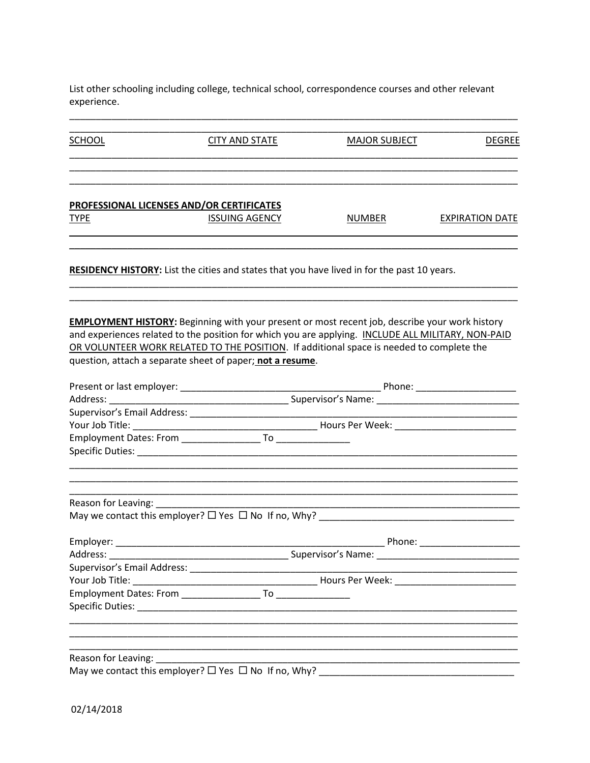List other schooling including college, technical school, correspondence courses and other relevant experience.

| SCHOOL | CITY AND STATE | MAJOR SUBJECT | DEGREE |
|---|---|---|---|
| | | | |
| | | | |
| | | | |

**PROFESSIONAL LICENSES AND/OR CERTIFICATES**

| TYPE | ISSUING AGENCY | NUMBER | EXPIRATION DATE |
|---|---|---|---|
| | | | |
| | | | |

**RESIDENCY HISTORY:** List the cities and states that you have lived in for the past 10 years.

______________________________________________________________________________________

______________________________________________________________________________________

**EMPLOYMENT HISTORY:** Beginning with your present or most recent job, describe your work history and experiences related to the position for which you are applying. INCLUDE ALL MILITARY, NON-PAID OR VOLUNTEER WORK RELATED TO THE POSITION. If additional space is needed to complete the question, attach a separate sheet of paper; **not a resume**.

Present or last employer: ______________________________________ Phone: ___________________

Address: __________________________________ Supervisor's Name: ___________________________

Supervisor's Email Address: _____________________________________________________________

Your Job Title: ___________________________________ Hours Per Week: _______________________

Employment Dates: From _______________ To ______________

Specific Duties: _________________________________________________________________________

______________________________________________________________________________________

______________________________________________________________________________________

______________________________________________________________________________________

Reason for Leaving: ______________________________________________________________________

May we contact this employer? ☐ Yes ☐ No If no, Why? ____________________________________

Employer: _______________________________________________________ Phone: ___________________

Address: __________________________________ Supervisor's Name: ___________________________

Supervisor's Email Address: _____________________________________________________________

Your Job Title: ___________________________________ Hours Per Week: _______________________

Employment Dates: From _______________ To ______________

Specific Duties: _________________________________________________________________________

______________________________________________________________________________________

______________________________________________________________________________________

______________________________________________________________________________________

Reason for Leaving: ______________________________________________________________________

May we contact this employer? ☐ Yes ☐ No If no, Why? ____________________________________

02/14/2018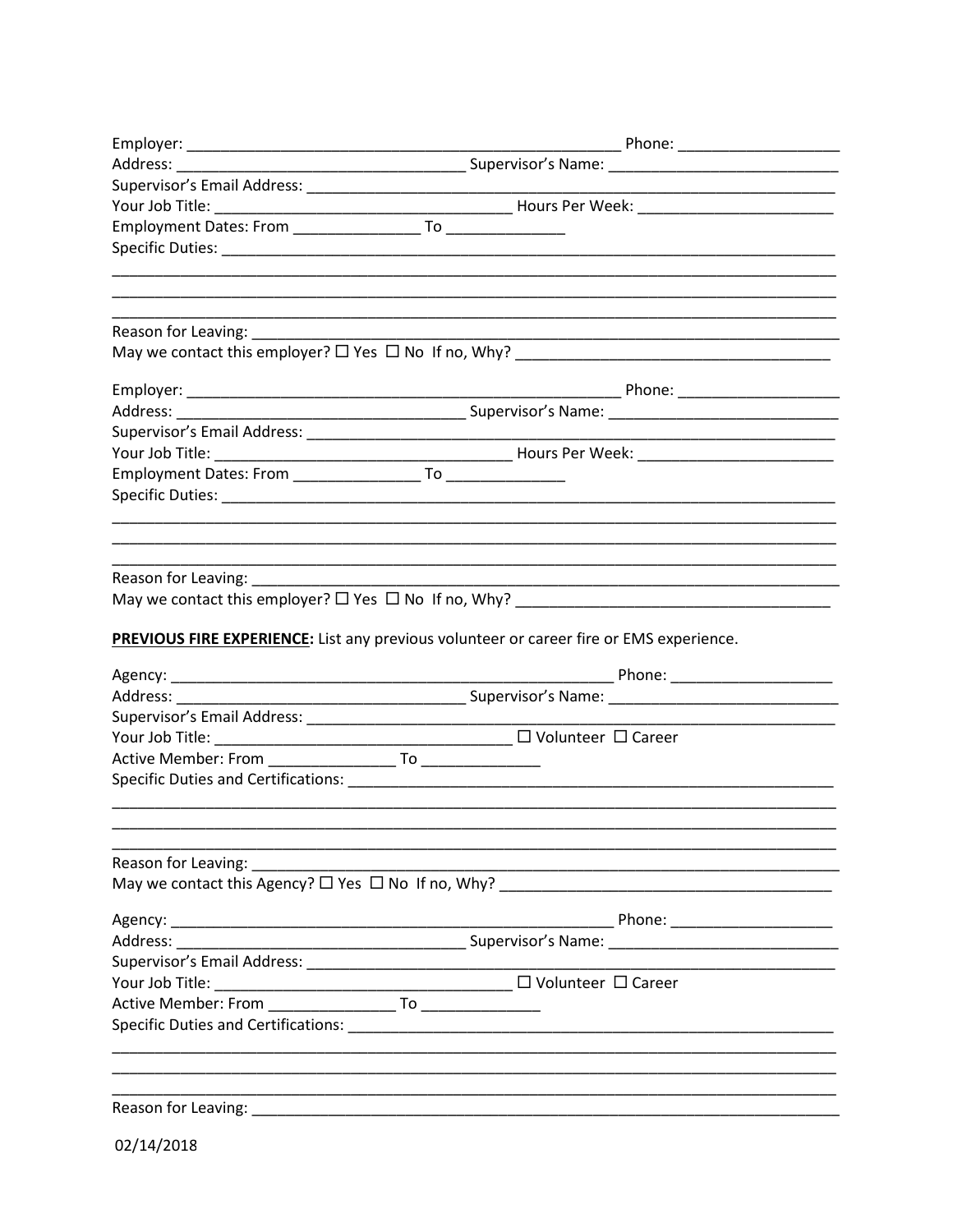Employer: ______________________________________________________ Phone: ___________________
Address: __________________________________ Supervisor's Name: ___________________________
Supervisor's Email Address: _____________________________________________________________
Your Job Title: __________________________________ Hours Per Week: _______________________
Employment Dates: From _______________ To ______________
Specific Duties: _________________________________________________________________________
__________________________________________________________________________________________
__________________________________________________________________________________________
__________________________________________________________________________________________
Reason for Leaving: _______________________________________________________________________
May we contact this employer? ☐ Yes ☐ No If no, Why? _____________________________________

Employer: ______________________________________________________ Phone: ___________________
Address: __________________________________ Supervisor's Name: ___________________________
Supervisor's Email Address: _____________________________________________________________
Your Job Title: __________________________________ Hours Per Week: _______________________
Employment Dates: From _______________ To ______________
Specific Duties: _________________________________________________________________________
__________________________________________________________________________________________
__________________________________________________________________________________________
__________________________________________________________________________________________
Reason for Leaving: _______________________________________________________________________
May we contact this employer? ☐ Yes ☐ No If no, Why? _____________________________________

**PREVIOUS FIRE EXPERIENCE:** List any previous volunteer or career fire or EMS experience.

Agency: ______________________________________________________ Phone: ___________________
Address: __________________________________ Supervisor's Name: ___________________________
Supervisor's Email Address: _____________________________________________________________
Your Job Title: __________________________________ ☐ Volunteer ☐ Career
Active Member: From _______________ To ______________
Specific Duties and Certifications: _____________________________________________________
__________________________________________________________________________________________
__________________________________________________________________________________________
__________________________________________________________________________________________
Reason for Leaving: _______________________________________________________________________
May we contact this Agency? ☐ Yes ☐ No If no, Why? _______________________________________

Agency: ______________________________________________________ Phone: ___________________
Address: __________________________________ Supervisor's Name: ___________________________
Supervisor's Email Address: _____________________________________________________________
Your Job Title: __________________________________ ☐ Volunteer ☐ Career
Active Member: From _______________ To ______________
Specific Duties and Certifications: _____________________________________________________
__________________________________________________________________________________________
__________________________________________________________________________________________
__________________________________________________________________________________________
Reason for Leaving: _______________________________________________________________________

02/14/2018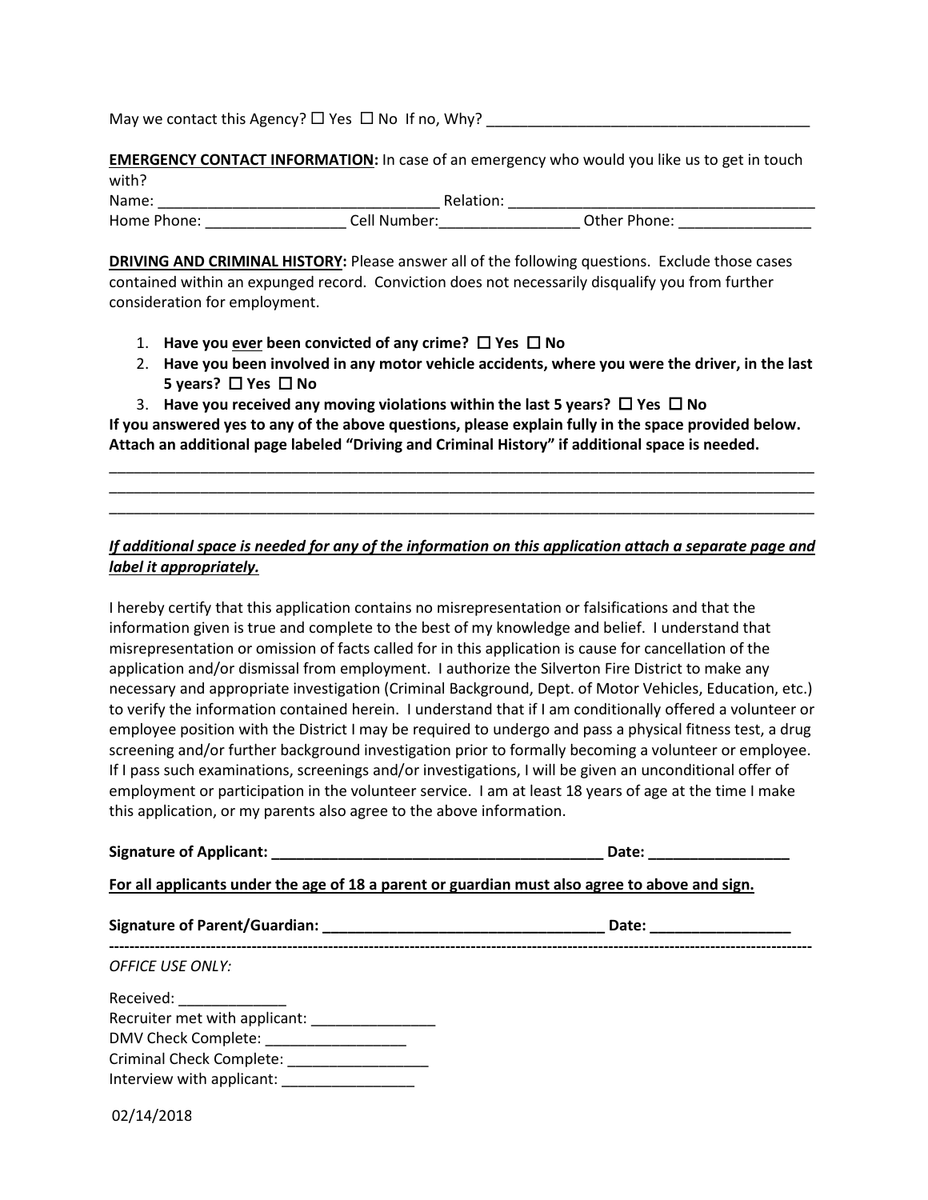May we contact this Agency? ☐ Yes ☐ No If no, Why? ________________________________________

**EMERGENCY CONTACT INFORMATION:** In case of an emergency who would you like us to get in touch with?

Name: _________________________________ Relation: ___________________________________

Home Phone: _________________ Cell Number:_________________ Other Phone: ________________

**DRIVING AND CRIMINAL HISTORY:** Please answer all of the following questions. Exclude those cases contained within an expunged record. Conviction does not necessarily disqualify you from further consideration for employment.

1. **Have you ever been convicted of any crime? ☐ Yes ☐ No**
2. **Have you been involved in any motor vehicle accidents, where you were the driver, in the last 5 years? ☐ Yes ☐ No**
3. **Have you received any moving violations within the last 5 years? ☐ Yes ☐ No**

**If you answered yes to any of the above questions, please explain fully in the space provided below. Attach an additional page labeled "Driving and Criminal History" if additional space is needed.**

___________________________________________________________________________________________

___________________________________________________________________________________________

___________________________________________________________________________________________

***If additional space is needed for any of the information on this application attach a separate page and label it appropriately.***

I hereby certify that this application contains no misrepresentation or falsifications and that the information given is true and complete to the best of my knowledge and belief. I understand that misrepresentation or omission of facts called for in this application is cause for cancellation of the application and/or dismissal from employment. I authorize the Silverton Fire District to make any necessary and appropriate investigation (Criminal Background, Dept. of Motor Vehicles, Education, etc.) to verify the information contained herein. I understand that if I am conditionally offered a volunteer or employee position with the District I may be required to undergo and pass a physical fitness test, a drug screening and/or further background investigation prior to formally becoming a volunteer or employee. If I pass such examinations, screenings and/or investigations, I will be given an unconditional offer of employment or participation in the volunteer service. I am at least 18 years of age at the time I make this application, or my parents also agree to the above information.

**Signature of Applicant: _________________________________________ Date: _________________**

**For all applicants under the age of 18 a parent or guardian must also agree to above and sign.**

**Signature of Parent/Guardian: ___________________________________ Date: _________________**

---

*OFFICE USE ONLY:*

Received: _____________

Recruiter met with applicant: _______________

DMV Check Complete: _________________

Criminal Check Complete: _________________

Interview with applicant: ________________

02/14/2018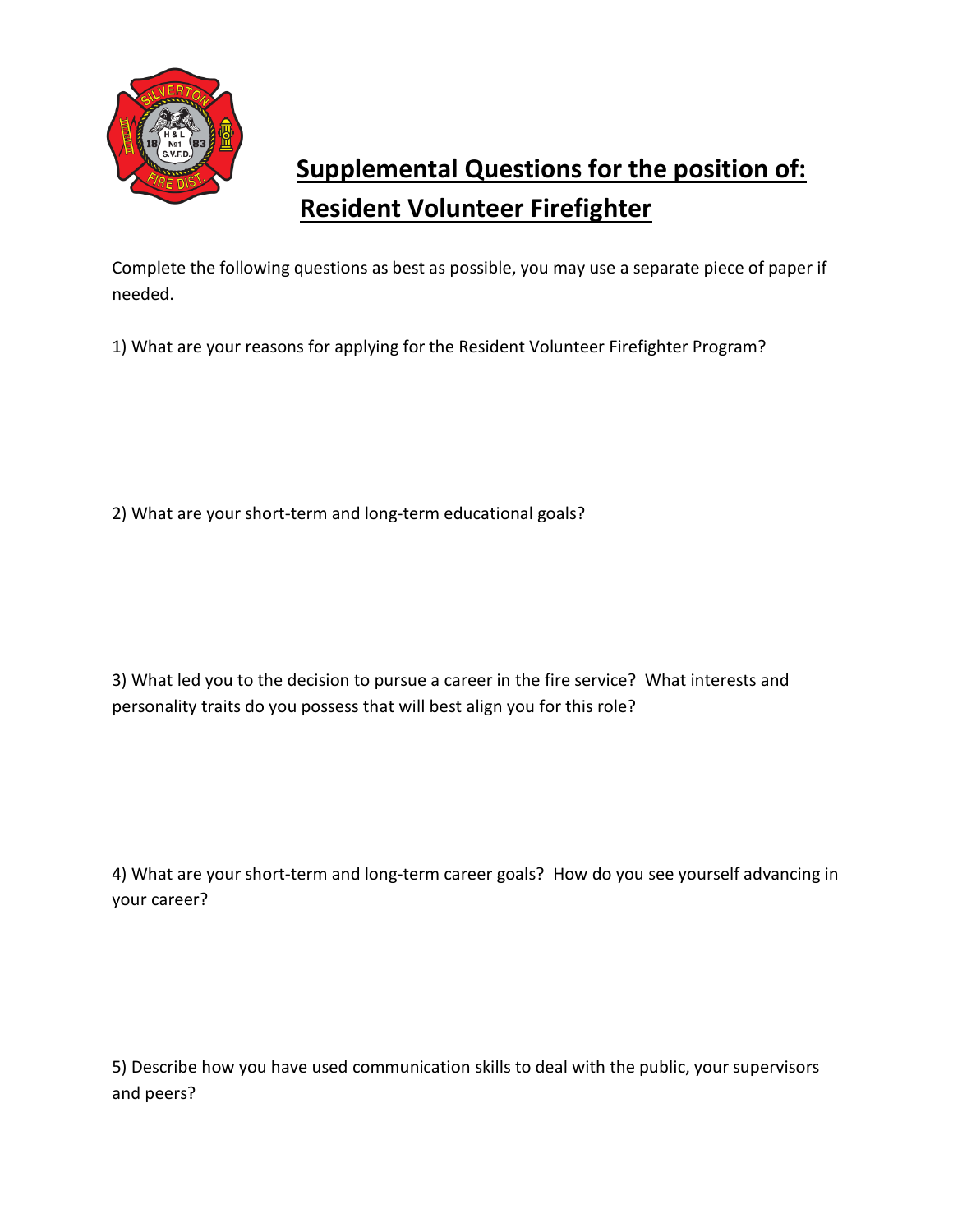# Supplemental Questions for the position of: Resident Volunteer Firefighter

Complete the following questions as best as possible, you may use a separate piece of paper if needed.

1) What are your reasons for applying for the Resident Volunteer Firefighter Program?

2) What are your short-term and long-term educational goals?

3) What led you to the decision to pursue a career in the fire service? What interests and personality traits do you possess that will best align you for this role?

4) What are your short-term and long-term career goals? How do you see yourself advancing in your career?

5) Describe how you have used communication skills to deal with the public, your supervisors and peers?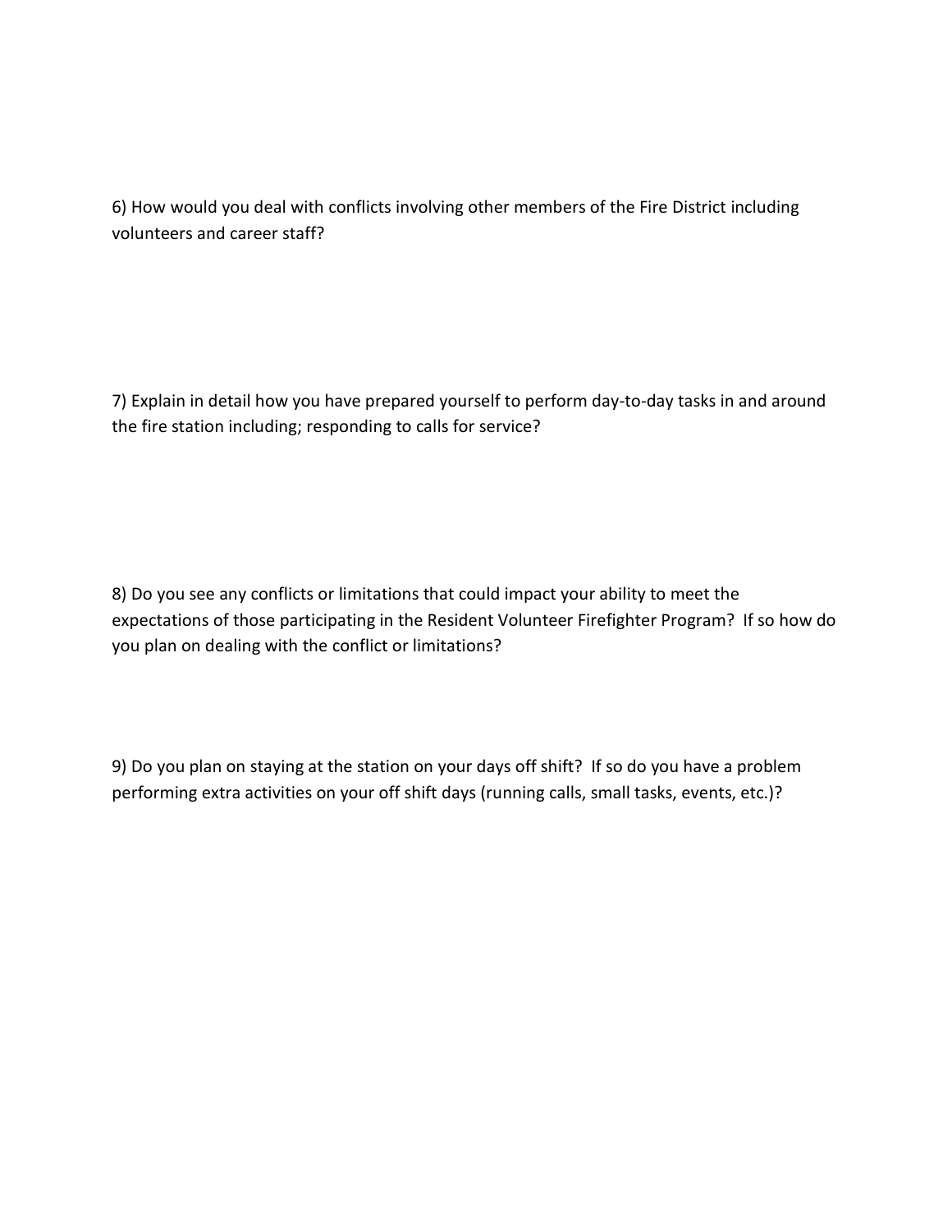6) How would you deal with conflicts involving other members of the Fire District including volunteers and career staff?

7) Explain in detail how you have prepared yourself to perform day-to-day tasks in and around the fire station including; responding to calls for service?

8) Do you see any conflicts or limitations that could impact your ability to meet the expectations of those participating in the Resident Volunteer Firefighter Program? If so how do you plan on dealing with the conflict or limitations?

9) Do you plan on staying at the station on your days off shift? If so do you have a problem performing extra activities on your off shift days (running calls, small tasks, events, etc.)?